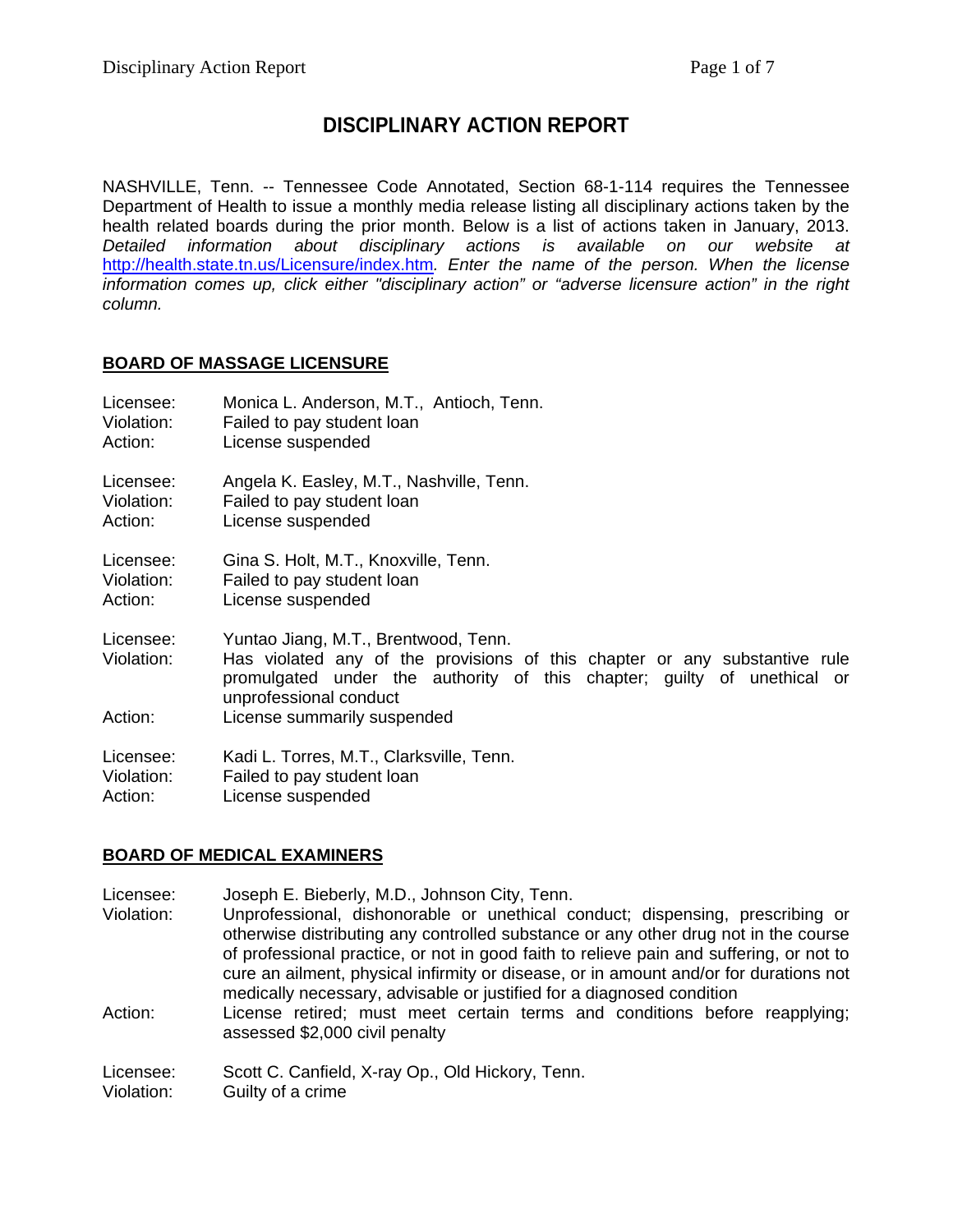# DISCIPLINARY ACTION REPORT

NASHVILLE, Tenn. -- Tennessee Code Annotated, Section 68-1-114 requires the Tennessee Department of Health to issue a monthly media release listing all disciplinary actions taken by the health related boards during the prior month. Below is a list of actions taken in January, 2013. *Detailed information about disciplinary actions is available on our website at* [http://health.state.tn.us/Licensure/index.htm](http://health.state.tn.us/Licensure/index.htm)*. Enter the name of the person. When the license information comes up, click either "disciplinary action" or "adverse licensure action" in the right column.*

## BOARD OF MASSAGE LICENSURE

Licensee: Monica L. Anderson, M.T., Antioch, Tenn.
Violation: Failed to pay student loan
Action: License suspended

Licensee: Angela K. Easley, M.T., Nashville, Tenn.
Violation: Failed to pay student loan
Action: License suspended

Licensee: Gina S. Holt, M.T., Knoxville, Tenn.
Violation: Failed to pay student loan
Action: License suspended

Licensee: Yuntao Jiang, M.T., Brentwood, Tenn.
Violation: Has violated any of the provisions of this chapter or any substantive rule promulgated under the authority of this chapter; guilty of unethical or unprofessional conduct
Action: License summarily suspended

Licensee: Kadi L. Torres, M.T., Clarksville, Tenn.
Violation: Failed to pay student loan
Action: License suspended

## BOARD OF MEDICAL EXAMINERS

Licensee: Joseph E. Bieberly, M.D., Johnson City, Tenn.
Violation: Unprofessional, dishonorable or unethical conduct; dispensing, prescribing or otherwise distributing any controlled substance or any other drug not in the course of professional practice, or not in good faith to relieve pain and suffering, or not to cure an ailment, physical infirmity or disease, or in amount and/or for durations not medically necessary, advisable or justified for a diagnosed condition
Action: License retired; must meet certain terms and conditions before reapplying; assessed $2,000 civil penalty

Licensee: Scott C. Canfield, X-ray Op., Old Hickory, Tenn.
Violation: Guilty of a crime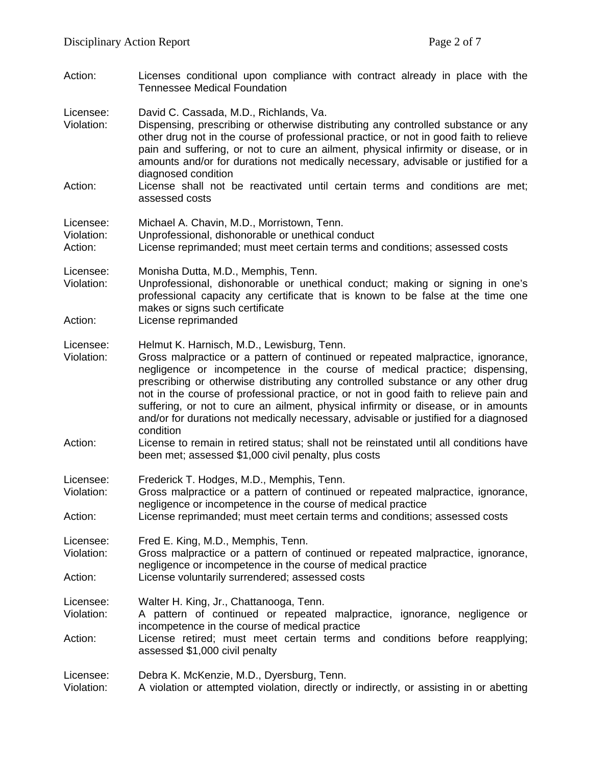Action: Licenses conditional upon compliance with contract already in place with the Tennessee Medical Foundation

Licensee: David C. Cassada, M.D., Richlands, Va.
Violation: Dispensing, prescribing or otherwise distributing any controlled substance or any other drug not in the course of professional practice, or not in good faith to relieve pain and suffering, or not to cure an ailment, physical infirmity or disease, or in amounts and/or for durations not medically necessary, advisable or justified for a diagnosed condition
Action: License shall not be reactivated until certain terms and conditions are met; assessed costs

Licensee: Michael A. Chavin, M.D., Morristown, Tenn.
Violation: Unprofessional, dishonorable or unethical conduct
Action: License reprimanded; must meet certain terms and conditions; assessed costs

Licensee: Monisha Dutta, M.D., Memphis, Tenn.
Violation: Unprofessional, dishonorable or unethical conduct; making or signing in one's professional capacity any certificate that is known to be false at the time one makes or signs such certificate
Action: License reprimanded

Licensee: Helmut K. Harnisch, M.D., Lewisburg, Tenn.
Violation: Gross malpractice or a pattern of continued or repeated malpractice, ignorance, negligence or incompetence in the course of medical practice; dispensing, prescribing or otherwise distributing any controlled substance or any other drug not in the course of professional practice, or not in good faith to relieve pain and suffering, or not to cure an ailment, physical infirmity or disease, or in amounts and/or for durations not medically necessary, advisable or justified for a diagnosed condition
Action: License to remain in retired status; shall not be reinstated until all conditions have been met; assessed $1,000 civil penalty, plus costs

Licensee: Frederick T. Hodges, M.D., Memphis, Tenn.
Violation: Gross malpractice or a pattern of continued or repeated malpractice, ignorance, negligence or incompetence in the course of medical practice
Action: License reprimanded; must meet certain terms and conditions; assessed costs

Licensee: Fred E. King, M.D., Memphis, Tenn.
Violation: Gross malpractice or a pattern of continued or repeated malpractice, ignorance, negligence or incompetence in the course of medical practice
Action: License voluntarily surrendered; assessed costs

Licensee: Walter H. King, Jr., Chattanooga, Tenn.
Violation: A pattern of continued or repeated malpractice, ignorance, negligence or incompetence in the course of medical practice
Action: License retired; must meet certain terms and conditions before reapplying; assessed $1,000 civil penalty

Licensee: Debra K. McKenzie, M.D., Dyersburg, Tenn.
Violation: A violation or attempted violation, directly or indirectly, or assisting in or abetting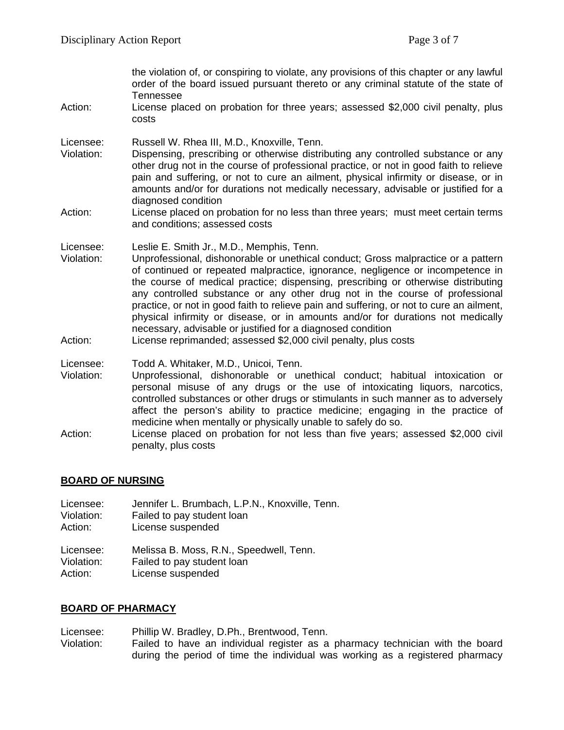the violation of, or conspiring to violate, any provisions of this chapter or any lawful order of the board issued pursuant thereto or any criminal statute of the state of Tennessee

Action: License placed on probation for three years; assessed $2,000 civil penalty, plus costs

Licensee: Russell W. Rhea III, M.D., Knoxville, Tenn.
Violation: Dispensing, prescribing or otherwise distributing any controlled substance or any other drug not in the course of professional practice, or not in good faith to relieve pain and suffering, or not to cure an ailment, physical infirmity or disease, or in amounts and/or for durations not medically necessary, advisable or justified for a diagnosed condition
Action: License placed on probation for no less than three years; must meet certain terms and conditions; assessed costs

Licensee: Leslie E. Smith Jr., M.D., Memphis, Tenn.
Violation: Unprofessional, dishonorable or unethical conduct; Gross malpractice or a pattern of continued or repeated malpractice, ignorance, negligence or incompetence in the course of medical practice; dispensing, prescribing or otherwise distributing any controlled substance or any other drug not in the course of professional practice, or not in good faith to relieve pain and suffering, or not to cure an ailment, physical infirmity or disease, or in amounts and/or for durations not medically necessary, advisable or justified for a diagnosed condition
Action: License reprimanded; assessed $2,000 civil penalty, plus costs

Licensee: Todd A. Whitaker, M.D., Unicoi, Tenn.
Violation: Unprofessional, dishonorable or unethical conduct; habitual intoxication or personal misuse of any drugs or the use of intoxicating liquors, narcotics, controlled substances or other drugs or stimulants in such manner as to adversely affect the person's ability to practice medicine; engaging in the practice of medicine when mentally or physically unable to safely do so.
Action: License placed on probation for not less than five years; assessed $2,000 civil penalty, plus costs

## BOARD OF NURSING

Licensee: Jennifer L. Brumbach, L.P.N., Knoxville, Tenn.
Violation: Failed to pay student loan
Action: License suspended

Licensee: Melissa B. Moss, R.N., Speedwell, Tenn.
Violation: Failed to pay student loan
Action: License suspended

## BOARD OF PHARMACY

Licensee: Phillip W. Bradley, D.Ph., Brentwood, Tenn.
Violation: Failed to have an individual register as a pharmacy technician with the board during the period of time the individual was working as a registered pharmacy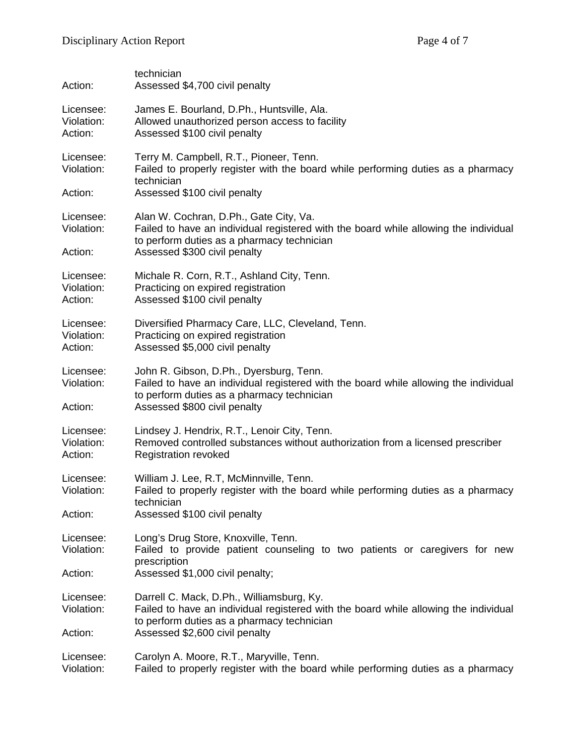technician
Action: Assessed $4,700 civil penalty

Licensee: James E. Bourland, D.Ph., Huntsville, Ala.
Violation: Allowed unauthorized person access to facility
Action: Assessed $100 civil penalty

Licensee: Terry M. Campbell, R.T., Pioneer, Tenn.
Violation: Failed to properly register with the board while performing duties as a pharmacy technician
Action: Assessed $100 civil penalty

Licensee: Alan W. Cochran, D.Ph., Gate City, Va.
Violation: Failed to have an individual registered with the board while allowing the individual to perform duties as a pharmacy technician
Action: Assessed $300 civil penalty

Licensee: Michale R. Corn, R.T., Ashland City, Tenn.
Violation: Practicing on expired registration
Action: Assessed $100 civil penalty

Licensee: Diversified Pharmacy Care, LLC, Cleveland, Tenn.
Violation: Practicing on expired registration
Action: Assessed $5,000 civil penalty

Licensee: John R. Gibson, D.Ph., Dyersburg, Tenn.
Violation: Failed to have an individual registered with the board while allowing the individual to perform duties as a pharmacy technician
Action: Assessed $800 civil penalty

Licensee: Lindsey J. Hendrix, R.T., Lenoir City, Tenn.
Violation: Removed controlled substances without authorization from a licensed prescriber
Action: Registration revoked

Licensee: William J. Lee, R.T, McMinnville, Tenn.
Violation: Failed to properly register with the board while performing duties as a pharmacy technician
Action: Assessed $100 civil penalty

Licensee: Long's Drug Store, Knoxville, Tenn.
Violation: Failed to provide patient counseling to two patients or caregivers for new prescription
Action: Assessed $1,000 civil penalty;

Licensee: Darrell C. Mack, D.Ph., Williamsburg, Ky.
Violation: Failed to have an individual registered with the board while allowing the individual to perform duties as a pharmacy technician
Action: Assessed $2,600 civil penalty

Licensee: Carolyn A. Moore, R.T., Maryville, Tenn.
Violation: Failed to properly register with the board while performing duties as a pharmacy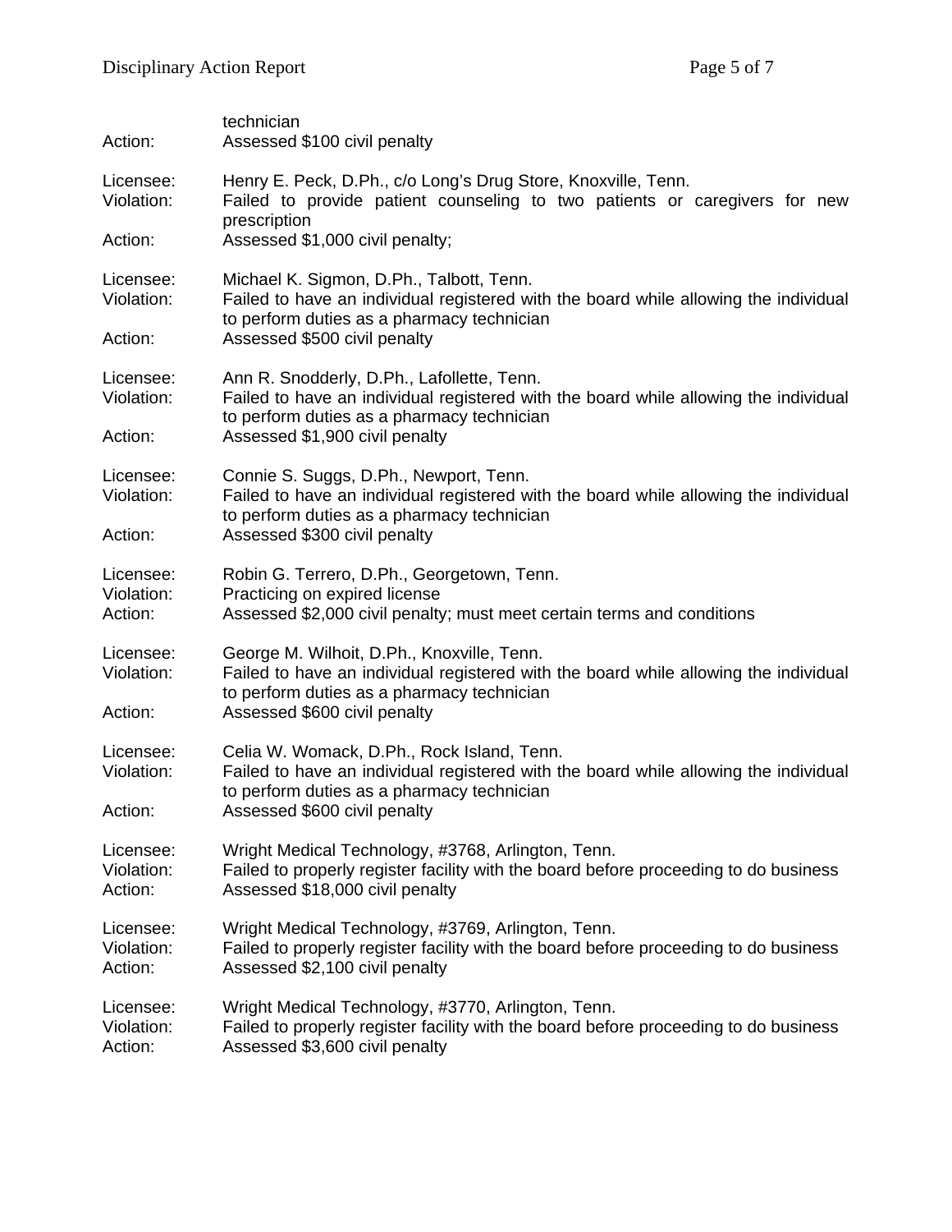technician

Action: Assessed $100 civil penalty

Licensee: Henry E. Peck, D.Ph., c/o Long's Drug Store, Knoxville, Tenn.
Violation: Failed to provide patient counseling to two patients or caregivers for new prescription
Action: Assessed $1,000 civil penalty;

Licensee: Michael K. Sigmon, D.Ph., Talbott, Tenn.
Violation: Failed to have an individual registered with the board while allowing the individual to perform duties as a pharmacy technician
Action: Assessed $500 civil penalty

Licensee: Ann R. Snodderly, D.Ph., Lafollette, Tenn.
Violation: Failed to have an individual registered with the board while allowing the individual to perform duties as a pharmacy technician
Action: Assessed $1,900 civil penalty

Licensee: Connie S. Suggs, D.Ph., Newport, Tenn.
Violation: Failed to have an individual registered with the board while allowing the individual to perform duties as a pharmacy technician
Action: Assessed $300 civil penalty

Licensee: Robin G. Terrero, D.Ph., Georgetown, Tenn.
Violation: Practicing on expired license
Action: Assessed $2,000 civil penalty; must meet certain terms and conditions

Licensee: George M. Wilhoit, D.Ph., Knoxville, Tenn.
Violation: Failed to have an individual registered with the board while allowing the individual to perform duties as a pharmacy technician
Action: Assessed $600 civil penalty

Licensee: Celia W. Womack, D.Ph., Rock Island, Tenn.
Violation: Failed to have an individual registered with the board while allowing the individual to perform duties as a pharmacy technician
Action: Assessed $600 civil penalty

Licensee: Wright Medical Technology, #3768, Arlington, Tenn.
Violation: Failed to properly register facility with the board before proceeding to do business
Action: Assessed $18,000 civil penalty

Licensee: Wright Medical Technology, #3769, Arlington, Tenn.
Violation: Failed to properly register facility with the board before proceeding to do business
Action: Assessed $2,100 civil penalty

Licensee: Wright Medical Technology, #3770, Arlington, Tenn.
Violation: Failed to properly register facility with the board before proceeding to do business
Action: Assessed $3,600 civil penalty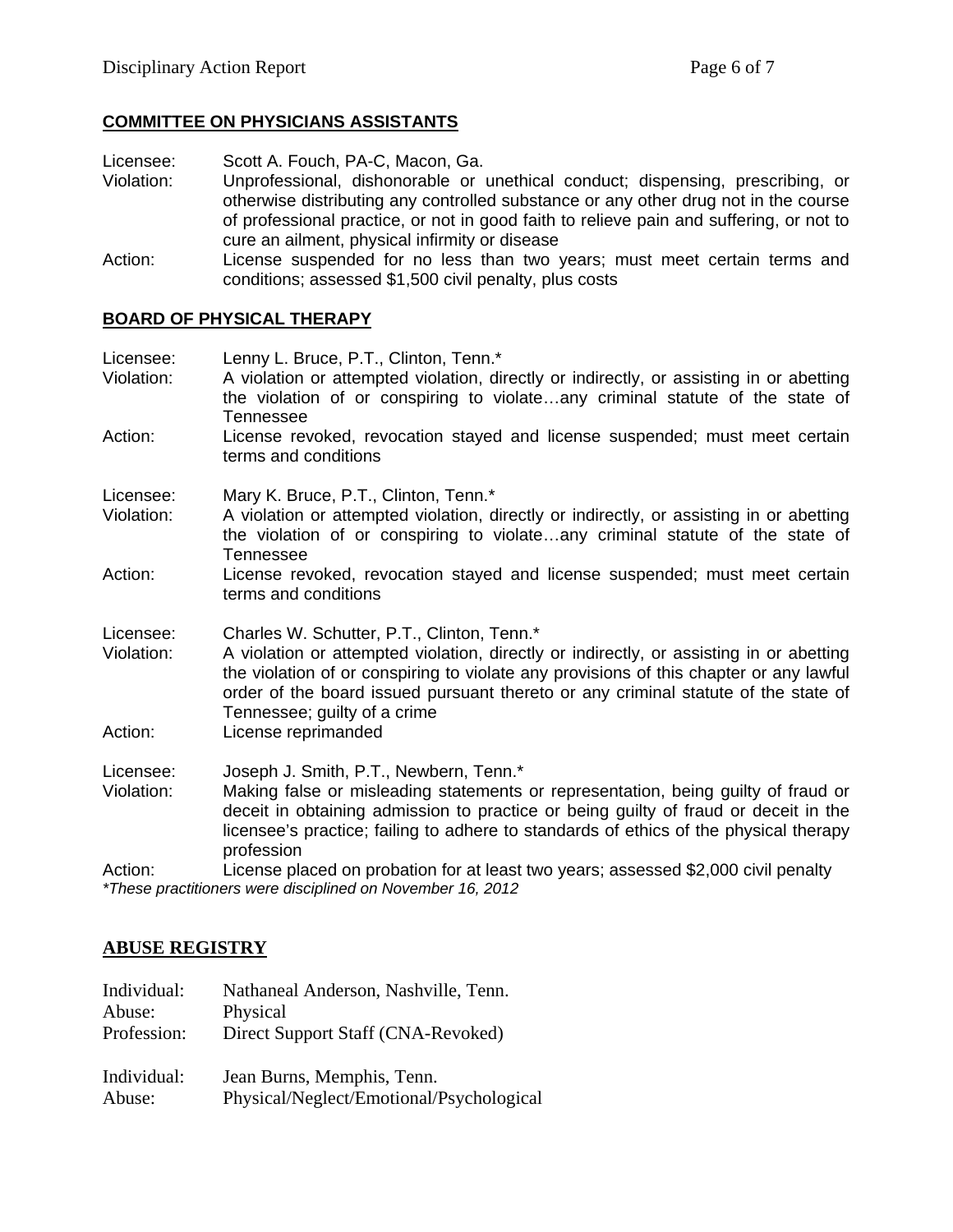## COMMITTEE ON PHYSICIANS ASSISTANTS

Licensee: Scott A. Fouch, PA-C, Macon, Ga.
Violation: Unprofessional, dishonorable or unethical conduct; dispensing, prescribing, or otherwise distributing any controlled substance or any other drug not in the course of professional practice, or not in good faith to relieve pain and suffering, or not to cure an ailment, physical infirmity or disease
Action: License suspended for no less than two years; must meet certain terms and conditions; assessed $1,500 civil penalty, plus costs

## BOARD OF PHYSICAL THERAPY

Licensee: Lenny L. Bruce, P.T., Clinton, Tenn.*
Violation: A violation or attempted violation, directly or indirectly, or assisting in or abetting the violation of or conspiring to violate…any criminal statute of the state of Tennessee
Action: License revoked, revocation stayed and license suspended; must meet certain terms and conditions

Licensee: Mary K. Bruce, P.T., Clinton, Tenn.*
Violation: A violation or attempted violation, directly or indirectly, or assisting in or abetting the violation of or conspiring to violate…any criminal statute of the state of Tennessee
Action: License revoked, revocation stayed and license suspended; must meet certain terms and conditions

Licensee: Charles W. Schutter, P.T., Clinton, Tenn.*
Violation: A violation or attempted violation, directly or indirectly, or assisting in or abetting the violation of or conspiring to violate any provisions of this chapter or any lawful order of the board issued pursuant thereto or any criminal statute of the state of Tennessee; guilty of a crime
Action: License reprimanded

Licensee: Joseph J. Smith, P.T., Newbern, Tenn.*
Violation: Making false or misleading statements or representation, being guilty of fraud or deceit in obtaining admission to practice or being guilty of fraud or deceit in the licensee's practice; failing to adhere to standards of ethics of the physical therapy profession
Action: License placed on probation for at least two years; assessed $2,000 civil penalty

*These practitioners were disciplined on November 16, 2012*

## ABUSE REGISTRY

Individual: Nathaneal Anderson, Nashville, Tenn.
Abuse: Physical
Profession: Direct Support Staff (CNA-Revoked)

Individual: Jean Burns, Memphis, Tenn.
Abuse: Physical/Neglect/Emotional/Psychological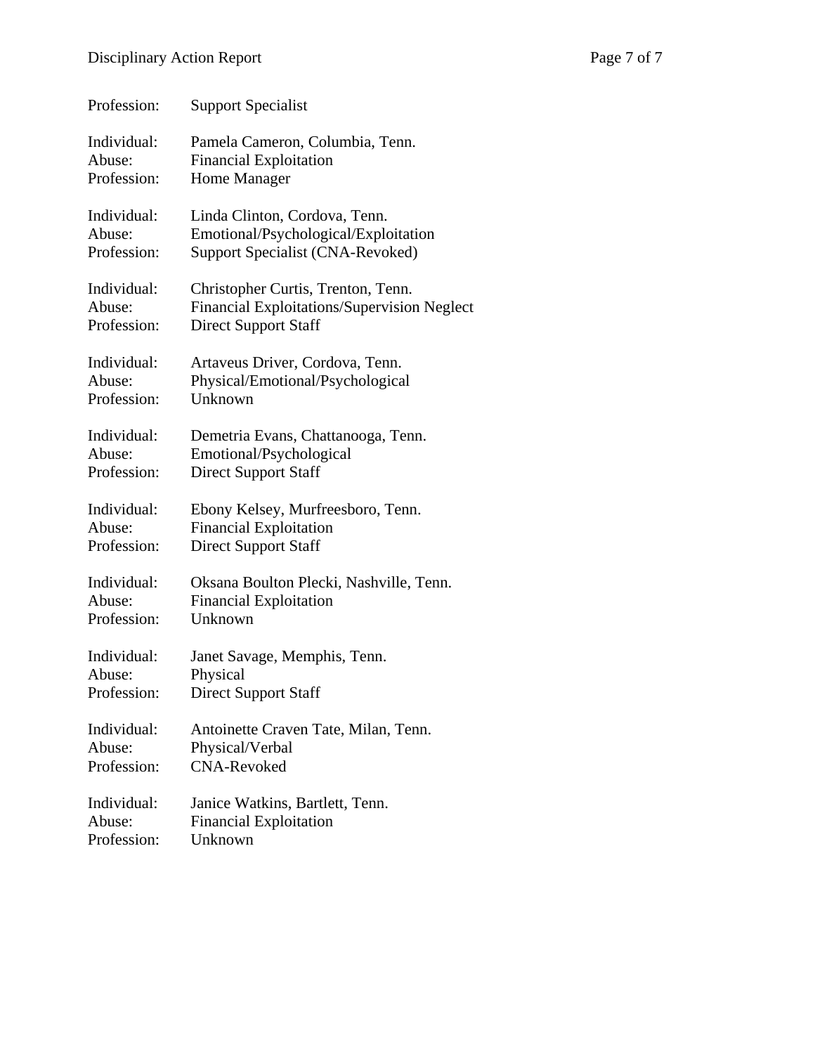Profession: Support Specialist

Individual: Pamela Cameron, Columbia, Tenn.
Abuse: Financial Exploitation
Profession: Home Manager

Individual: Linda Clinton, Cordova, Tenn.
Abuse: Emotional/Psychological/Exploitation
Profession: Support Specialist (CNA-Revoked)

Individual: Christopher Curtis, Trenton, Tenn.
Abuse: Financial Exploitations/Supervision Neglect
Profession: Direct Support Staff

Individual: Artaveus Driver, Cordova, Tenn.
Abuse: Physical/Emotional/Psychological
Profession: Unknown

Individual: Demetria Evans, Chattanooga, Tenn.
Abuse: Emotional/Psychological
Profession: Direct Support Staff

Individual: Ebony Kelsey, Murfreesboro, Tenn.
Abuse: Financial Exploitation
Profession: Direct Support Staff

Individual: Oksana Boulton Plecki, Nashville, Tenn.
Abuse: Financial Exploitation
Profession: Unknown

Individual: Janet Savage, Memphis, Tenn.
Abuse: Physical
Profession: Direct Support Staff

Individual: Antoinette Craven Tate, Milan, Tenn.
Abuse: Physical/Verbal
Profession: CNA-Revoked

Individual: Janice Watkins, Bartlett, Tenn.
Abuse: Financial Exploitation
Profession: Unknown